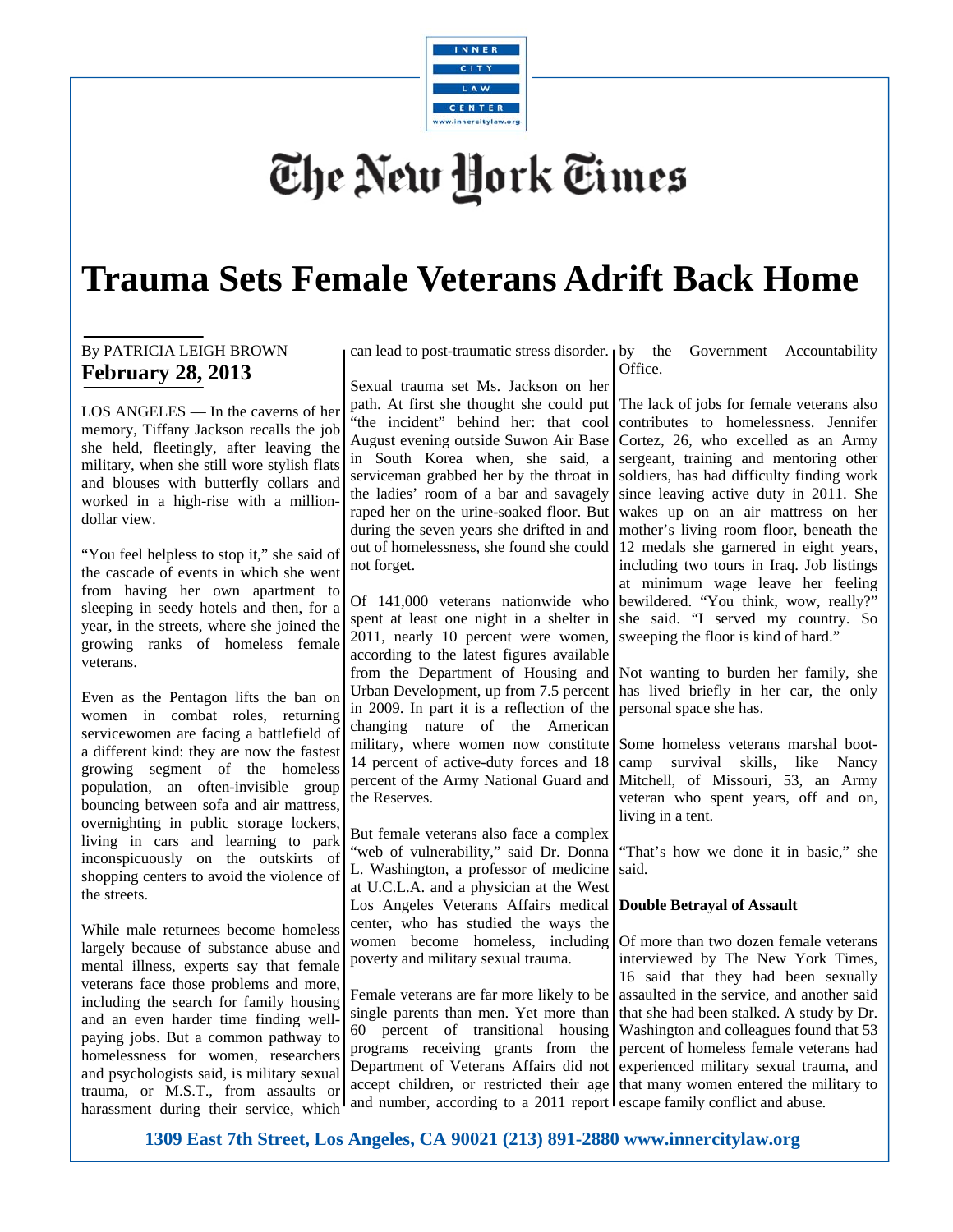

# The New Hork Times

### **Trauma Sets Female Veterans Adrift Back Home**

### By PATRICIA LEIGH BROWN **February 28, 2013**

LOS ANGELES — In the caverns of her memory, Tiffany Jackson recalls the job she held, fleetingly, after leaving the military, when she still wore stylish flats and blouses with butterfly collars and worked in a high-rise with a milliondollar view.

"You feel helpless to stop it," she said of the cascade of events in which she went from having her own apartment to sleeping in seedy hotels and then, for a year, in the streets, where she joined the growing ranks of homeless female veterans.

Even as the Pentagon lifts the ban on women in combat roles, returning servicewomen are facing a battlefield of a different kind: they are now the fastest growing segment of the homeless population, an often-invisible group bouncing between sofa and air mattress, overnighting in public storage lockers, living in cars and learning to park inconspicuously on the outskirts of shopping centers to avoid the violence of the streets.

While male returnees become homeless largely because of substance abuse and mental illness, experts say that female veterans face those problems and more, including the search for family housing and an even harder time finding wellpaying jobs. But a common pathway to homelessness for women, researchers and psychologists said, is military sexual trauma, or M.S.T., from assaults or harassment during their service, which

can lead to post-traumatic stress disorder.  $\vert$  by the Government Accountability

Sexual trauma set Ms. Jackson on her path. At first she thought she could put "the incident" behind her: that cool August evening outside Suwon Air Base in South Korea when, she said, a serviceman grabbed her by the throat in the ladies' room of a bar and savagely raped her on the urine-soaked floor. But during the seven years she drifted in and out of homelessness, she found she could not forget.

Of 141,000 veterans nationwide who spent at least one night in a shelter in 2011, nearly 10 percent were women, according to the latest figures available from the Department of Housing and Urban Development, up from 7.5 percent in 2009. In part it is a reflection of the changing nature of the American military, where women now constitute 14 percent of active-duty forces and 18 percent of the Army National Guard and the Reserves.

But female veterans also face a complex "web of vulnerability," said Dr. Donna L. Washington, a professor of medicine at U.C.L.A. and a physician at the West Los Angeles Veterans Affairs medical **Double Betrayal of Assault**  center, who has studied the ways the women become homeless, including poverty and military sexual trauma.

Female veterans are far more likely to be single parents than men. Yet more than 60 percent of transitional housing programs receiving grants from the Department of Veterans Affairs did not accept children, or restricted their age and number, according to a 2011 report escape family conflict and abuse.

Office.

The lack of jobs for female veterans also contributes to homelessness. Jennifer Cortez, 26, who excelled as an Army sergeant, training and mentoring other soldiers, has had difficulty finding work since leaving active duty in 2011. She wakes up on an air mattress on her mother's living room floor, beneath the 12 medals she garnered in eight years, including two tours in Iraq. Job listings at minimum wage leave her feeling bewildered. "You think, wow, really?" she said. "I served my country. So sweeping the floor is kind of hard."

Not wanting to burden her family, she has lived briefly in her car, the only personal space she has.

Some homeless veterans marshal bootcamp survival skills, like Nancy Mitchell, of Missouri, 53, an Army veteran who spent years, off and on, living in a tent.

"That's how we done it in basic," she said.

Of more than two dozen female veterans interviewed by The New York Times, 16 said that they had been sexually assaulted in the service, and another said that she had been stalked. A study by Dr. Washington and colleagues found that 53 percent of homeless female veterans had experienced military sexual trauma, and that many women entered the military to

**1309 East 7th Street, Los Angeles, CA 90021 (213) 891-2880 www.innercitylaw.org**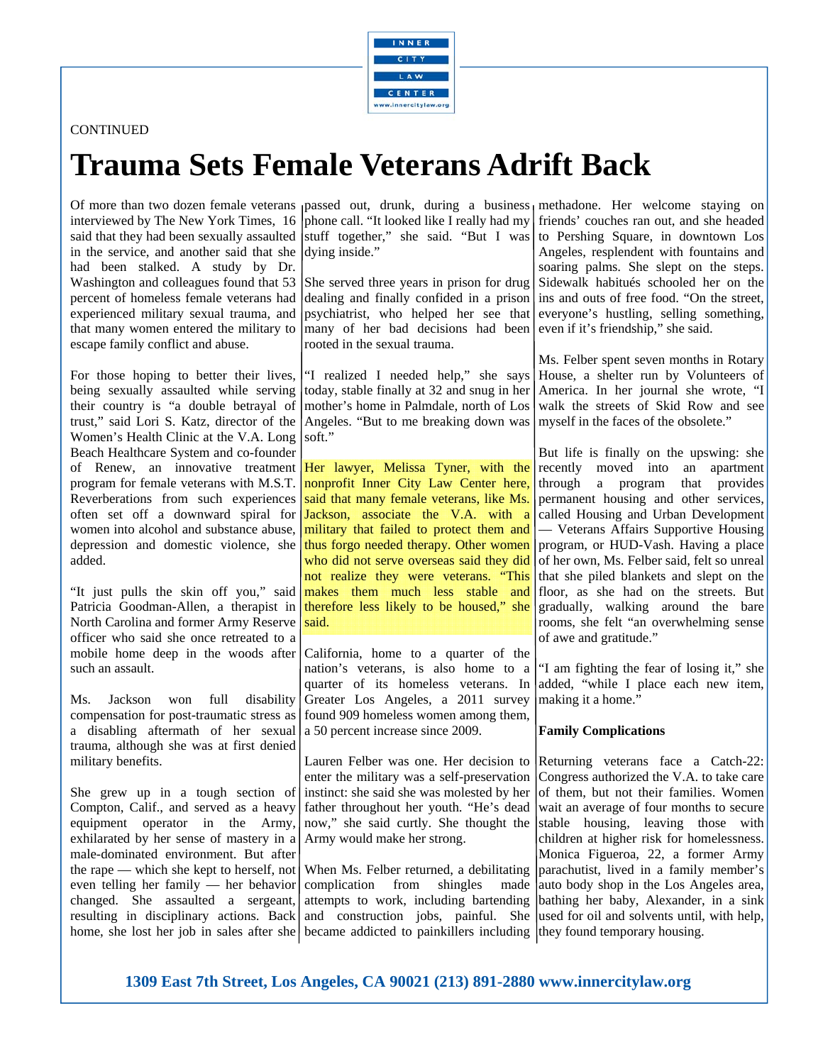

### CONTINUED

## **Trauma Sets Female Veterans Adrift Back**

interviewed by The New York Times, 16 said that they had been sexually assaulted in the service, and another said that she had been stalked. A study by Dr. Washington and colleagues found that 53 percent of homeless female veterans had experienced military sexual trauma, and that many women entered the military to escape family conflict and abuse.

For those hoping to better their lives, being sexually assaulted while serving their country is "a double betrayal of trust," said Lori S. Katz, director of the Women's Health Clinic at the V.A. Long Beach Healthcare System and co-founder of Renew, an innovative treatment Her lawyer, Melissa Tyner, with the program for female veterans with M.S.T. Reverberations from such experiences often set off a downward spiral for women into alcohol and substance abuse, depression and domestic violence, she added.

"It just pulls the skin off you," said Patricia Goodman-Allen, a therapist in North Carolina and former Army Reserve officer who said she once retreated to a mobile home deep in the woods after such an assault.

Ms. Jackson won full disability compensation for post-traumatic stress as a disabling aftermath of her sexual trauma, although she was at first denied military benefits.

She grew up in a tough section of Compton, Calif., and served as a heavy equipment operator in the Army, exhilarated by her sense of mastery in a male-dominated environment. But after the rape — which she kept to herself, not even telling her family — her behavior changed. She assaulted a sergeant, resulting in disciplinary actions. Back home, she lost her job in sales after she became addicted to painkillers including

Of more than two dozen female veterans passed out, drunk, during a business phone call. "It looked like I really had my stuff together," she said. "But I was dying inside."

> She served three years in prison for drug dealing and finally confided in a prison psychiatrist, who helped her see that many of her bad decisions had been rooted in the sexual trauma.

> "I realized I needed help," she says today, stable finally at 32 and snug in her mother's home in Palmdale, north of Los Angeles. "But to me breaking down was soft."

> nonprofit Inner City Law Center here, said that many female veterans, like Ms. Jackson, associate the V.A. with a military that failed to protect them and thus forgo needed therapy. Other women who did not serve overseas said they did not realize they were veterans. "This makes them much less stable and therefore less likely to be housed," she said.

> California, home to a quarter of the nation's veterans, is also home to a quarter of its homeless veterans. In Greater Los Angeles, a 2011 survey found 909 homeless women among them, a 50 percent increase since 2009.

> Lauren Felber was one. Her decision to enter the military was a self-preservation instinct: she said she was molested by her father throughout her youth. "He's dead now," she said curtly. She thought the Army would make her strong.

> When Ms. Felber returned, a debilitating complication from shingles made attempts to work, including bartending and construction jobs, painful. She

methadone. Her welcome staying on friends' couches ran out, and she headed to Pershing Square, in downtown Los Angeles, resplendent with fountains and soaring palms. She slept on the steps. Sidewalk habitués schooled her on the ins and outs of free food. "On the street, everyone's hustling, selling something, even if it's friendship," she said.

Ms. Felber spent seven months in Rotary House, a shelter run by Volunteers of America. In her journal she wrote, "I walk the streets of Skid Row and see myself in the faces of the obsolete."

But life is finally on the upswing: she recently moved into an apartment through a program that provides permanent housing and other services, called Housing and Urban Development — Veterans Affairs Supportive Housing program, or HUD-Vash. Having a place of her own, Ms. Felber said, felt so unreal that she piled blankets and slept on the floor, as she had on the streets. But gradually, walking around the bare rooms, she felt "an overwhelming sense of awe and gratitude."

"I am fighting the fear of losing it," she added, "while I place each new item, making it a home."

### **Family Complications**

Returning veterans face a Catch-22: Congress authorized the V.A. to take care of them, but not their families. Women wait an average of four months to secure stable housing, leaving those with children at higher risk for homelessness. Monica Figueroa, 22, a former Army parachutist, lived in a family member's auto body shop in the Los Angeles area, bathing her baby, Alexander, in a sink used for oil and solvents until, with help, they found temporary housing.

**1309 East 7th Street, Los Angeles, CA 90021 (213) 891-2880 www.innercitylaw.org**